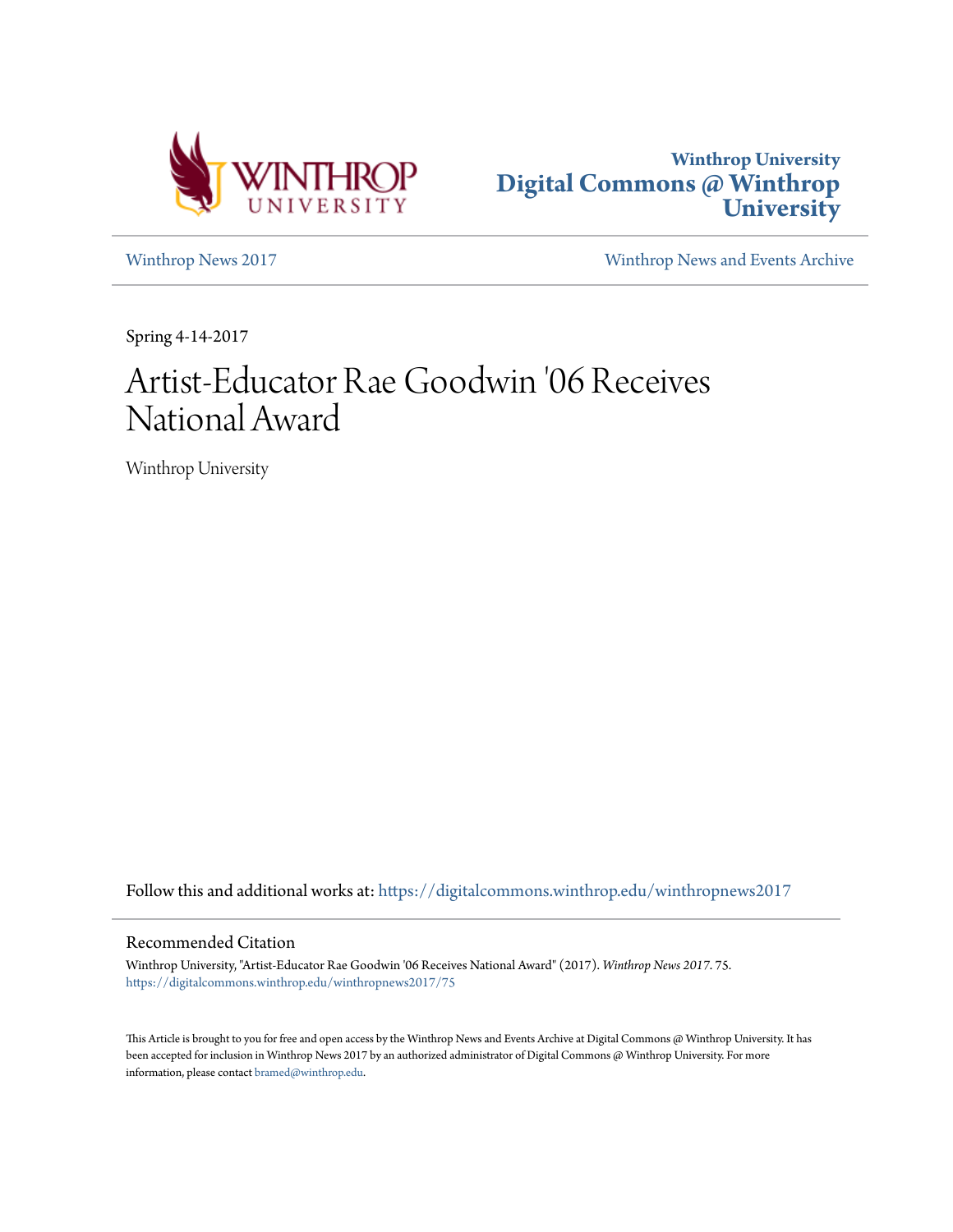Winthrop University
Digital Commons @ Winthrop University

Winthrop News 2017

Winthrop News and Events Archive

Spring 4-14-2017

# Artist-Educator Rae Goodwin '06 Receives National Award

Winthrop University

Follow this and additional works at: https://digitalcommons.winthrop.edu/winthropnews2017

## Recommended Citation

Winthrop University, "Artist-Educator Rae Goodwin '06 Receives National Award" (2017). *Winthrop News 2017*. 75.
https://digitalcommons.winthrop.edu/winthropnews2017/75

This Article is brought to you for free and open access by the Winthrop News and Events Archive at Digital Commons @ Winthrop University. It has been accepted for inclusion in Winthrop News 2017 by an authorized administrator of Digital Commons @ Winthrop University. For more information, please contact bramed@winthrop.edu.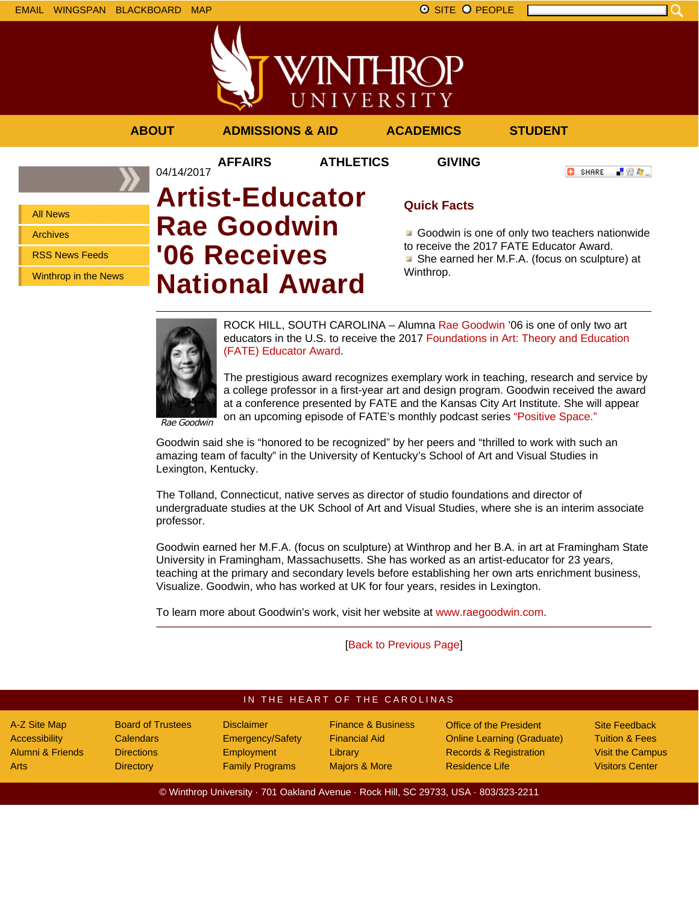EMAIL WINGSPAN BLACKBOARD MAP

SITE PEOPLE

WINTHROP UNIVERSITY

ABOUT | ADMISSIONS & AID | ACADEMICS | STUDENT AFFAIRS | ATHLETICS | GIVING

- All News
- Archives
- RSS News Feeds
- Winthrop in the News

04/14/2017

# Artist-Educator Rae Goodwin '06 Receives National Award

SHARE

## Quick Facts

- Goodwin is one of only two teachers nationwide to receive the 2017 FATE Educator Award.
- She earned her M.F.A. (focus on sculpture) at Winthrop.

---

*Rae Goodwin*

ROCK HILL, SOUTH CAROLINA – Alumna Rae Goodwin '06 is one of only two art educators in the U.S. to receive the 2017 Foundations in Art: Theory and Education (FATE) Educator Award.

The prestigious award recognizes exemplary work in teaching, research and service by a college professor in a first-year art and design program. Goodwin received the award at a conference presented by FATE and the Kansas City Art Institute. She will appear on an upcoming episode of FATE's monthly podcast series "Positive Space."

Goodwin said she is "honored to be recognized" by her peers and "thrilled to work with such an amazing team of faculty" in the University of Kentucky's School of Art and Visual Studies in Lexington, Kentucky.

The Tolland, Connecticut, native serves as director of studio foundations and director of undergraduate studies at the UK School of Art and Visual Studies, where she is an interim associate professor.

Goodwin earned her M.F.A. (focus on sculpture) at Winthrop and her B.A. in art at Framingham State University in Framingham, Massachusetts. She has worked as an artist-educator for 23 years, teaching at the primary and secondary levels before establishing her own arts enrichment business, Visualize. Goodwin, who has worked at UK for four years, resides in Lexington.

To learn more about Goodwin's work, visit her website at www.raegoodwin.com.

---

[Back to Previous Page]

IN THE HEART OF THE CAROLINAS

A-Z Site Map
Accessibility
Alumni & Friends
Arts
Board of Trustees
Calendars
Directions
Directory
Disclaimer
Emergency/Safety
Employment
Family Programs
Finance & Business
Financial Aid
Library
Majors & More
Office of the President
Online Learning (Graduate)
Records & Registration
Residence Life
Site Feedback
Tuition & Fees
Visit the Campus
Visitors Center

© Winthrop University · 701 Oakland Avenue · Rock Hill, SC 29733, USA · 803/323-2211